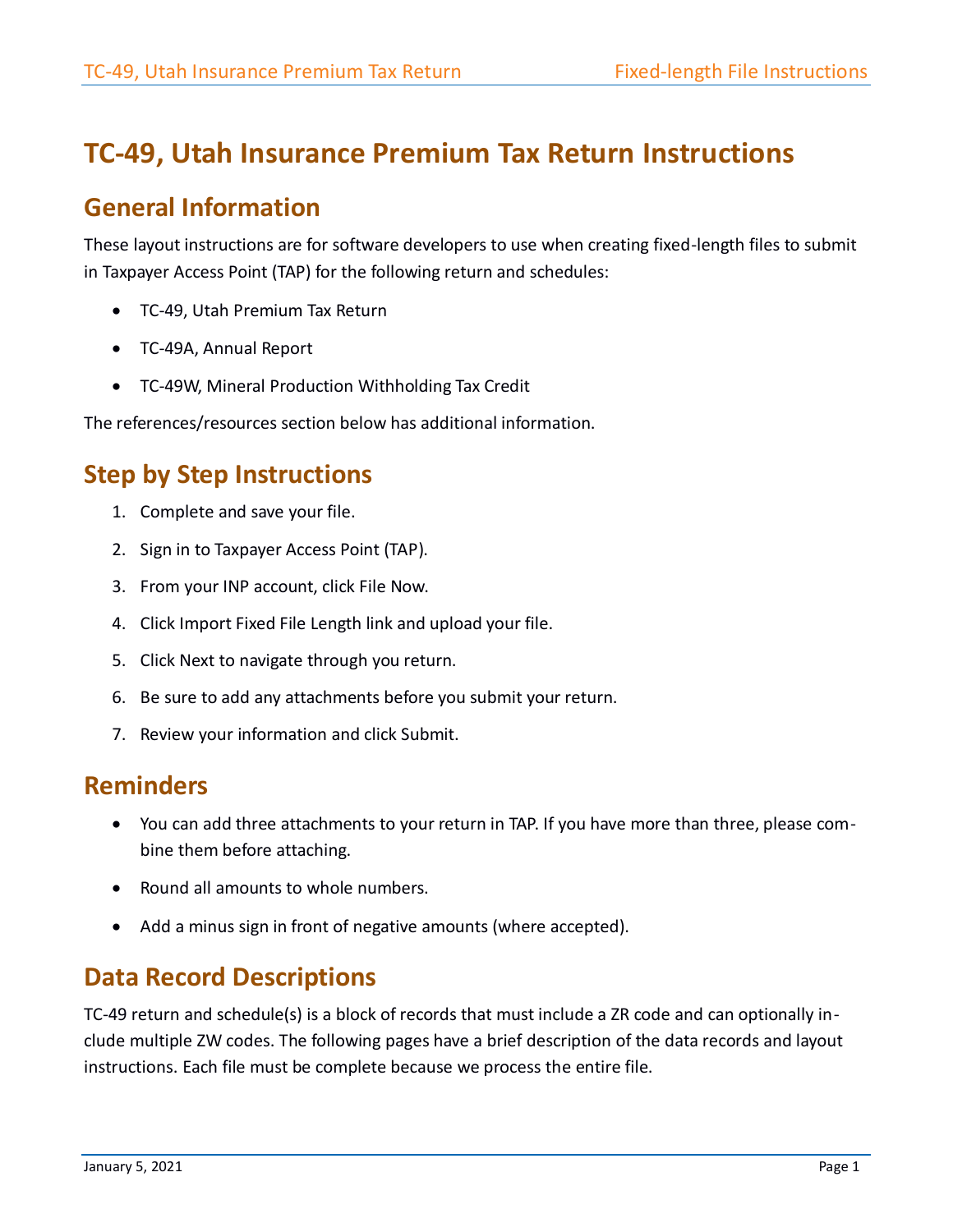# TC-49, Utah Insurance Premium Tax Return Instructions

## General Information

These layout instructions are for software developers to use when creating fixed-length files to submit in Taxpayer Access Point (TAP) for the following return and schedules:

- TC-49, Utah Premium Tax Return
- TC-49A, Annual Report
- TC-49W, Mineral Production Withholding Tax Credit

The references/resources section below has additional information.

## Step by Step Instructions

1. Complete and save your file.
2. Sign in to Taxpayer Access Point (TAP).
3. From your INP account, click File Now.
4. Click Import Fixed File Length link and upload your file.
5. Click Next to navigate through you return.
6. Be sure to add any attachments before you submit your return.
7. Review your information and click Submit.

## Reminders

- You can add three attachments to your return in TAP. If you have more than three, please combine them before attaching.
- Round all amounts to whole numbers.
- Add a minus sign in front of negative amounts (where accepted).

## Data Record Descriptions

TC-49 return and schedule(s) is a block of records that must include a ZR code and can optionally include multiple ZW codes. The following pages have a brief description of the data records and layout instructions. Each file must be complete because we process the entire file.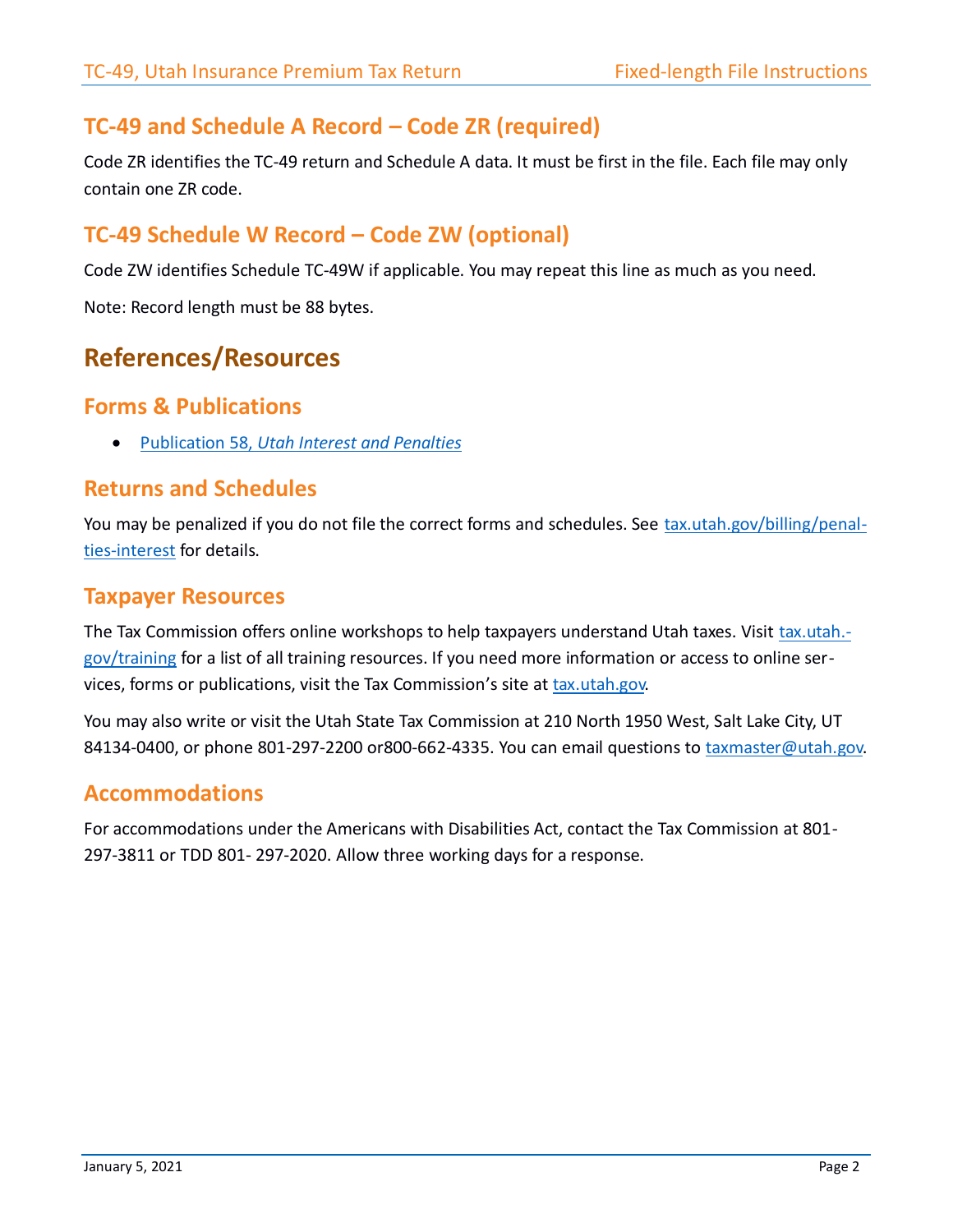## TC-49 and Schedule A Record – Code ZR (required)

Code ZR identifies the TC-49 return and Schedule A data. It must be first in the file. Each file may only contain one ZR code.

## TC-49 Schedule W Record – Code ZW (optional)

Code ZW identifies Schedule TC-49W if applicable. You may repeat this line as much as you need.

Note: Record length must be 88 bytes.

# References/Resources

## Forms & Publications

- Publication 58, *Utah Interest and Penalties*

## Returns and Schedules

You may be penalized if you do not file the correct forms and schedules. See tax.utah.gov/billing/penalties-interest for details.

## Taxpayer Resources

The Tax Commission offers online workshops to help taxpayers understand Utah taxes. Visit tax.utah.gov/training for a list of all training resources. If you need more information or access to online services, forms or publications, visit the Tax Commission's site at tax.utah.gov.

You may also write or visit the Utah State Tax Commission at 210 North 1950 West, Salt Lake City, UT 84134-0400, or phone 801-297-2200 or800-662-4335. You can email questions to taxmaster@utah.gov.

## Accommodations

For accommodations under the Americans with Disabilities Act, contact the Tax Commission at 801-297-3811 or TDD 801- 297-2020. Allow three working days for a response.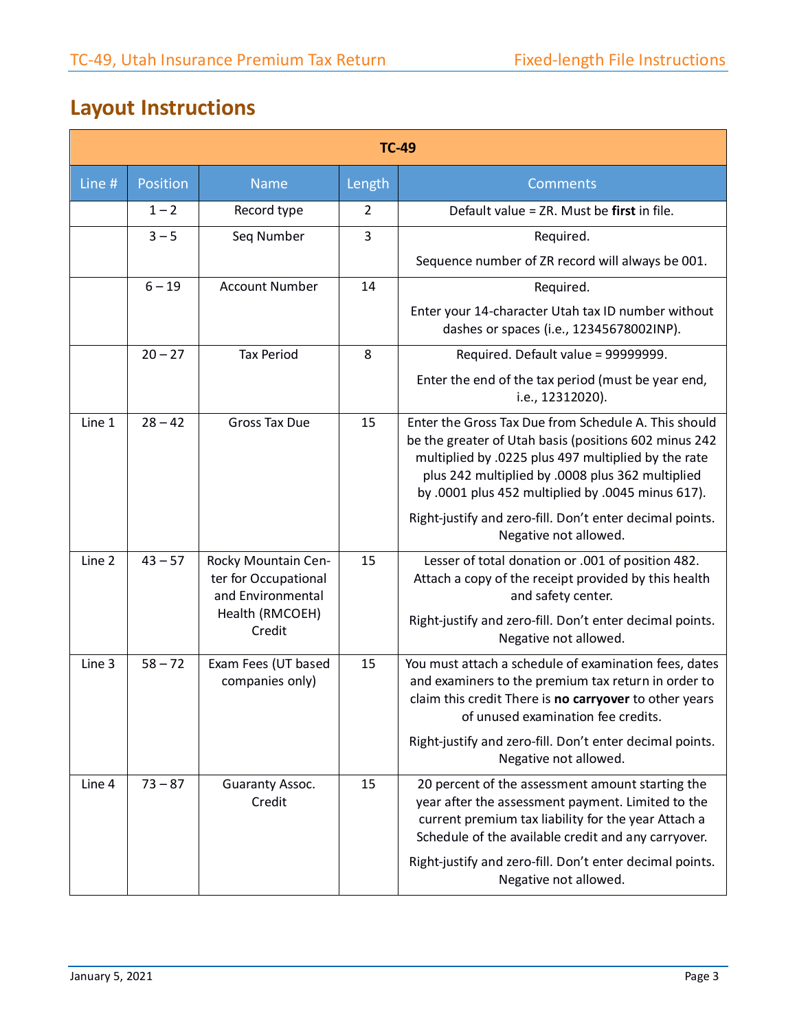## Layout Instructions

| TC-49 | | | | |
|---|---|---|---|---|
| Line # | Position | Name | Length | Comments |
| | 1 – 2 | Record type | 2 | Default value = ZR. Must be **first** in file. |
| | 3 – 5 | Seq Number | 3 | Required.<br><br>Sequence number of ZR record will always be 001. |
| | 6 – 19 | Account Number | 14 | Required.<br><br>Enter your 14-character Utah tax ID number without dashes or spaces (i.e., 12345678002INP). |
| | 20 – 27 | Tax Period | 8 | Required. Default value = 99999999.<br><br>Enter the end of the tax period (must be year end, i.e., 12312020). |
| Line 1 | 28 – 42 | Gross Tax Due | 15 | Enter the Gross Tax Due from Schedule A. This should be the greater of Utah basis (positions 602 minus 242 multiplied by .0225 plus 497 multiplied by the rate plus 242 multiplied by .0008 plus 362 multiplied by .0001 plus 452 multiplied by .0045 minus 617).<br><br>Right-justify and zero-fill. Don't enter decimal points. Negative not allowed. |
| Line 2 | 43 – 57 | Rocky Mountain Center for Occupational and Environmental Health (RMCOEH) Credit | 15 | Lesser of total donation or .001 of position 482. Attach a copy of the receipt provided by this health and safety center.<br><br>Right-justify and zero-fill. Don't enter decimal points. Negative not allowed. |
| Line 3 | 58 – 72 | Exam Fees (UT based companies only) | 15 | You must attach a schedule of examination fees, dates and examiners to the premium tax return in order to claim this credit There is **no carryover** to other years of unused examination fee credits.<br><br>Right-justify and zero-fill. Don't enter decimal points. Negative not allowed. |
| Line 4 | 73 – 87 | Guaranty Assoc. Credit | 15 | 20 percent of the assessment amount starting the year after the assessment payment. Limited to the current premium tax liability for the year Attach a Schedule of the available credit and any carryover.<br><br>Right-justify and zero-fill. Don't enter decimal points. Negative not allowed. |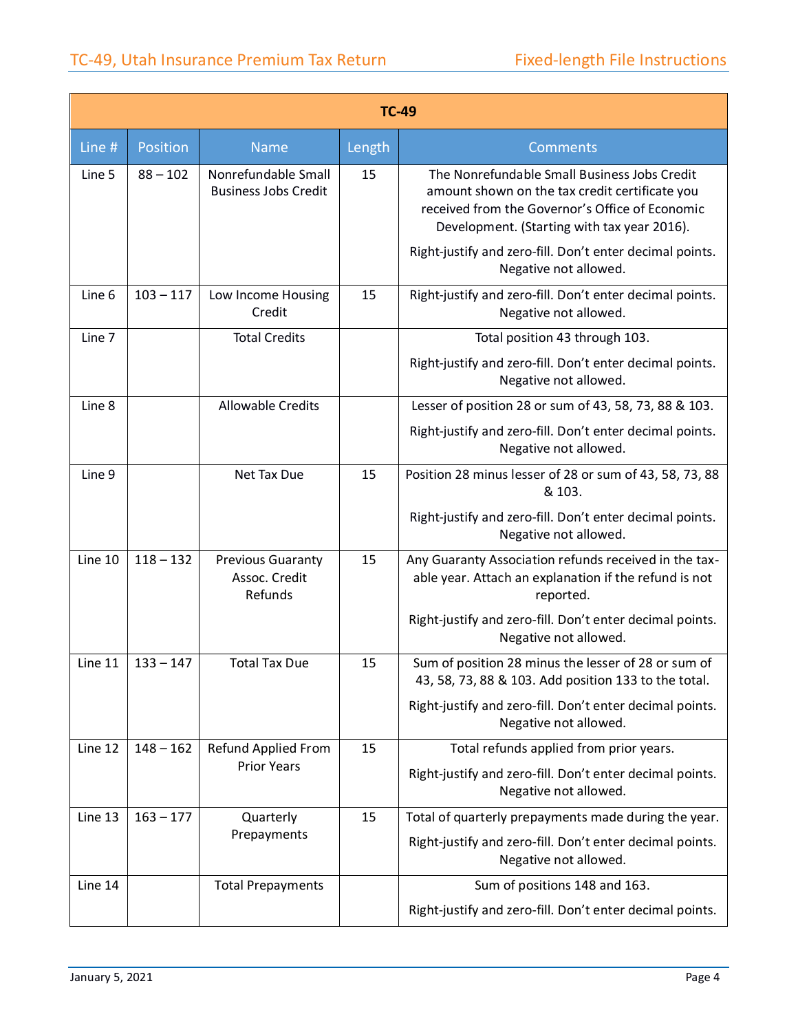| TC-49 | | | | |
|---|---|---|---|---|
| Line # | Position | Name | Length | Comments |
| Line 5 | 88 – 102 | Nonrefundable Small Business Jobs Credit | 15 | The Nonrefundable Small Business Jobs Credit amount shown on the tax credit certificate you received from the Governor's Office of Economic Development. (Starting with tax year 2016).<br><br>Right-justify and zero-fill. Don't enter decimal points. Negative not allowed. |
| Line 6 | 103 – 117 | Low Income Housing Credit | 15 | Right-justify and zero-fill. Don't enter decimal points. Negative not allowed. |
| Line 7 | | Total Credits | | Total position 43 through 103.<br><br>Right-justify and zero-fill. Don't enter decimal points. Negative not allowed. |
| Line 8 | | Allowable Credits | | Lesser of position 28 or sum of 43, 58, 73, 88 & 103.<br><br>Right-justify and zero-fill. Don't enter decimal points. Negative not allowed. |
| Line 9 | | Net Tax Due | 15 | Position 28 minus lesser of 28 or sum of 43, 58, 73, 88 & 103.<br><br>Right-justify and zero-fill. Don't enter decimal points. Negative not allowed. |
| Line 10 | 118 – 132 | Previous Guaranty Assoc. Credit Refunds | 15 | Any Guaranty Association refunds received in the taxable year. Attach an explanation if the refund is not reported.<br><br>Right-justify and zero-fill. Don't enter decimal points. Negative not allowed. |
| Line 11 | 133 – 147 | Total Tax Due | 15 | Sum of position 28 minus the lesser of 28 or sum of 43, 58, 73, 88 & 103. Add position 133 to the total.<br><br>Right-justify and zero-fill. Don't enter decimal points. Negative not allowed. |
| Line 12 | 148 – 162 | Refund Applied From Prior Years | 15 | Total refunds applied from prior years.<br><br>Right-justify and zero-fill. Don't enter decimal points. Negative not allowed. |
| Line 13 | 163 – 177 | Quarterly Prepayments | 15 | Total of quarterly prepayments made during the year.<br><br>Right-justify and zero-fill. Don't enter decimal points. Negative not allowed. |
| Line 14 | | Total Prepayments | | Sum of positions 148 and 163.<br><br>Right-justify and zero-fill. Don't enter decimal points. |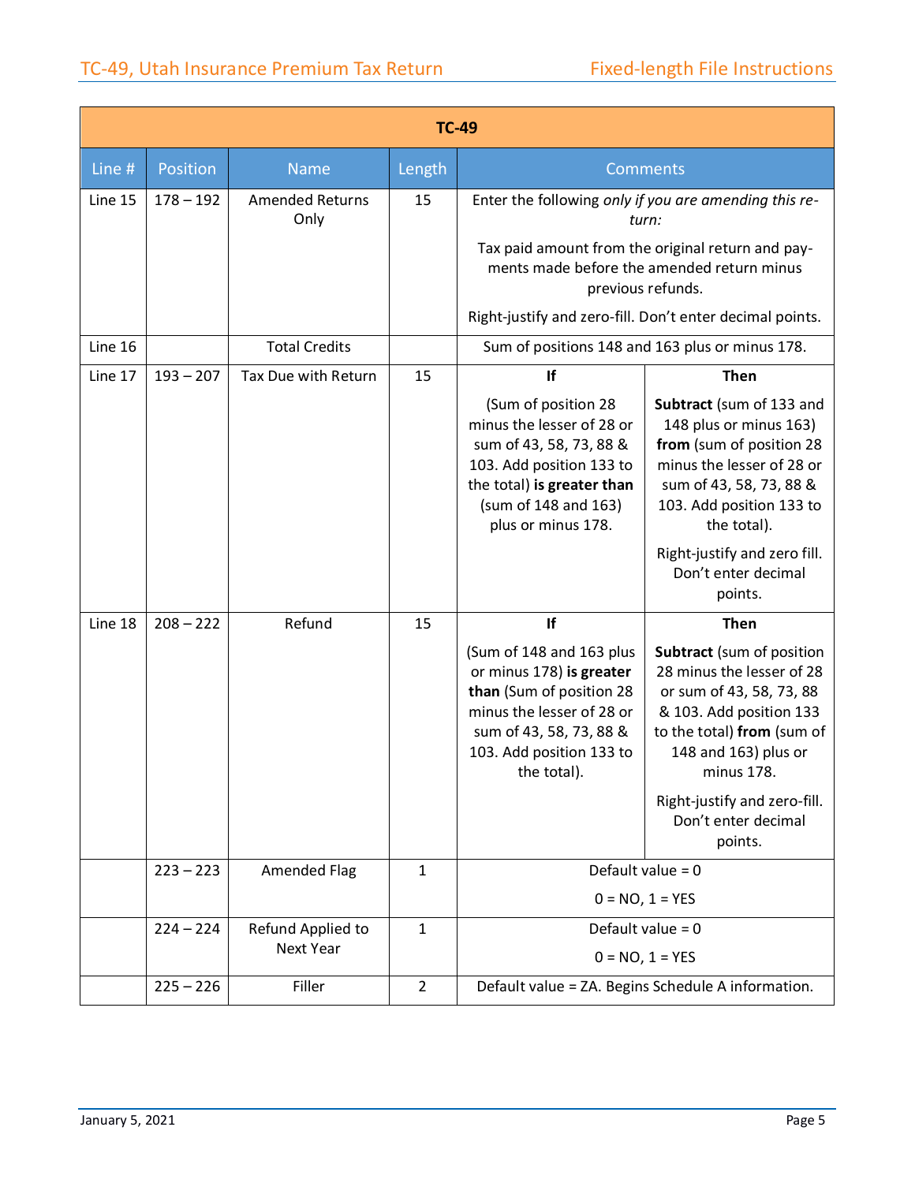| TC-49 | | | | | |
|---|---|---|---|---|---|
| Line # | Position | Name | Length | Comments | |
| Line 15 | 178 – 192 | Amended Returns Only | 15 | Enter the following *only if you are amending this return:*<br><br>Tax paid amount from the original return and payments made before the amended return minus previous refunds.<br><br>Right-justify and zero-fill. Don't enter decimal points. | |
| Line 16 | | Total Credits | | Sum of positions 148 and 163 plus or minus 178. | |
| Line 17 | 193 – 207 | Tax Due with Return | 15 | **If**<br><br>(Sum of position 28 minus the lesser of 28 or sum of 43, 58, 73, 88 & 103. Add position 133 to the total) **is greater than** (sum of 148 and 163) plus or minus 178. | **Then**<br><br>**Subtract** (sum of 133 and 148 plus or minus 163) **from** (sum of position 28 minus the lesser of 28 or sum of 43, 58, 73, 88 & 103. Add position 133 to the total).<br><br>Right-justify and zero fill. Don't enter decimal points. |
| Line 18 | 208 – 222 | Refund | 15 | **If**<br><br>(Sum of 148 and 163 plus or minus 178) **is greater than** (Sum of position 28 minus the lesser of 28 or sum of 43, 58, 73, 88 & 103. Add position 133 to the total). | **Then**<br><br>**Subtract** (sum of position 28 minus the lesser of 28 or sum of 43, 58, 73, 88 & 103. Add position 133 to the total) **from** (sum of 148 and 163) plus or minus 178.<br><br>Right-justify and zero-fill. Don't enter decimal points. |
| | 223 – 223 | Amended Flag | 1 | Default value = 0<br><br>0 = NO, 1 = YES | |
| | 224 – 224 | Refund Applied to Next Year | 1 | Default value = 0<br><br>0 = NO, 1 = YES | |
| | 225 – 226 | Filler | 2 | Default value = ZA. Begins Schedule A information. | |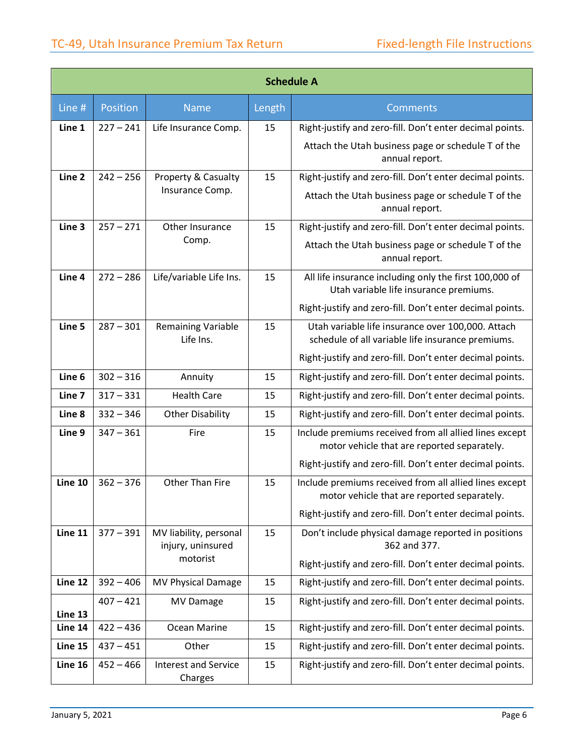| Schedule A | | | | |
|---|---|---|---|---|
| Line # | Position | Name | Length | Comments |
| **Line 1** | 227 – 241 | Life Insurance Comp. | 15 | Right-justify and zero-fill. Don't enter decimal points. Attach the Utah business page or schedule T of the annual report. |
| **Line 2** | 242 – 256 | Property & Casualty Insurance Comp. | 15 | Right-justify and zero-fill. Don't enter decimal points. Attach the Utah business page or schedule T of the annual report. |
| **Line 3** | 257 – 271 | Other Insurance Comp. | 15 | Right-justify and zero-fill. Don't enter decimal points. Attach the Utah business page or schedule T of the annual report. |
| **Line 4** | 272 – 286 | Life/variable Life Ins. | 15 | All life insurance including only the first 100,000 of Utah variable life insurance premiums. Right-justify and zero-fill. Don't enter decimal points. |
| **Line 5** | 287 – 301 | Remaining Variable Life Ins. | 15 | Utah variable life insurance over 100,000. Attach schedule of all variable life insurance premiums. Right-justify and zero-fill. Don't enter decimal points. |
| **Line 6** | 302 – 316 | Annuity | 15 | Right-justify and zero-fill. Don't enter decimal points. |
| **Line 7** | 317 – 331 | Health Care | 15 | Right-justify and zero-fill. Don't enter decimal points. |
| **Line 8** | 332 – 346 | Other Disability | 15 | Right-justify and zero-fill. Don't enter decimal points. |
| **Line 9** | 347 – 361 | Fire | 15 | Include premiums received from all allied lines except motor vehicle that are reported separately. Right-justify and zero-fill. Don't enter decimal points. |
| **Line 10** | 362 – 376 | Other Than Fire | 15 | Include premiums received from all allied lines except motor vehicle that are reported separately. Right-justify and zero-fill. Don't enter decimal points. |
| **Line 11** | 377 – 391 | MV liability, personal injury, uninsured motorist | 15 | Don't include physical damage reported in positions 362 and 377. Right-justify and zero-fill. Don't enter decimal points. |
| **Line 12** | 392 – 406 | MV Physical Damage | 15 | Right-justify and zero-fill. Don't enter decimal points. |
| **Line 13** | 407 – 421 | MV Damage | 15 | Right-justify and zero-fill. Don't enter decimal points. |
| **Line 14** | 422 – 436 | Ocean Marine | 15 | Right-justify and zero-fill. Don't enter decimal points. |
| **Line 15** | 437 – 451 | Other | 15 | Right-justify and zero-fill. Don't enter decimal points. |
| **Line 16** | 452 – 466 | Interest and Service Charges | 15 | Right-justify and zero-fill. Don't enter decimal points. |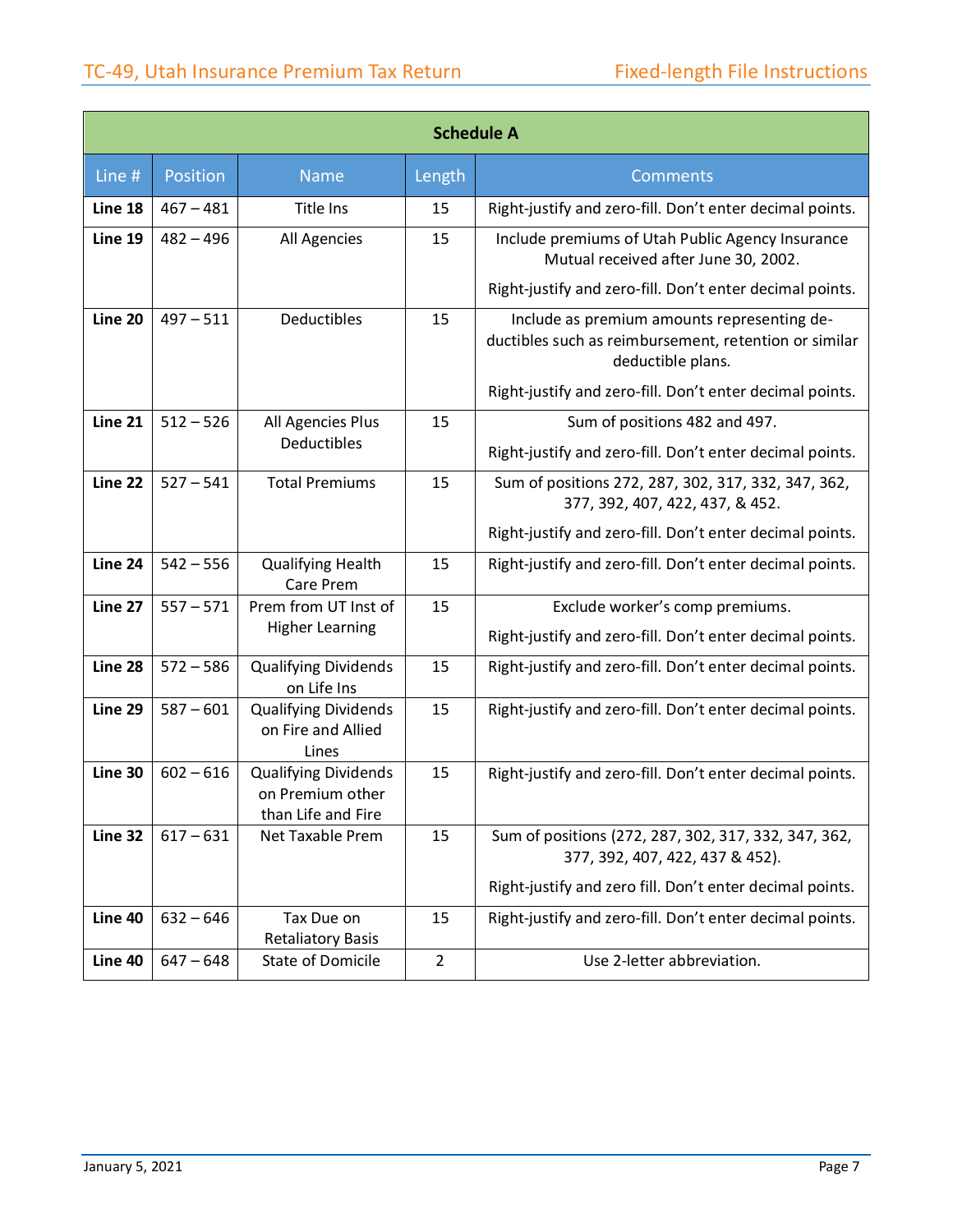| Schedule A | | | | |
|---|---|---|---|---|
| **Line #** | **Position** | **Name** | **Length** | **Comments** |
| **Line 18** | 467 – 481 | Title Ins | 15 | Right-justify and zero-fill. Don't enter decimal points. |
| **Line 19** | 482 – 496 | All Agencies | 15 | Include premiums of Utah Public Agency Insurance Mutual received after June 30, 2002.<br><br>Right-justify and zero-fill. Don't enter decimal points. |
| **Line 20** | 497 – 511 | Deductibles | 15 | Include as premium amounts representing deductibles such as reimbursement, retention or similar deductible plans.<br><br>Right-justify and zero-fill. Don't enter decimal points. |
| **Line 21** | 512 – 526 | All Agencies Plus Deductibles | 15 | Sum of positions 482 and 497.<br><br>Right-justify and zero-fill. Don't enter decimal points. |
| **Line 22** | 527 – 541 | Total Premiums | 15 | Sum of positions 272, 287, 302, 317, 332, 347, 362, 377, 392, 407, 422, 437, & 452.<br><br>Right-justify and zero-fill. Don't enter decimal points. |
| **Line 24** | 542 – 556 | Qualifying Health Care Prem | 15 | Right-justify and zero-fill. Don't enter decimal points. |
| **Line 27** | 557 – 571 | Prem from UT Inst of Higher Learning | 15 | Exclude worker's comp premiums.<br><br>Right-justify and zero-fill. Don't enter decimal points. |
| **Line 28** | 572 – 586 | Qualifying Dividends on Life Ins | 15 | Right-justify and zero-fill. Don't enter decimal points. |
| **Line 29** | 587 – 601 | Qualifying Dividends on Fire and Allied Lines | 15 | Right-justify and zero-fill. Don't enter decimal points. |
| **Line 30** | 602 – 616 | Qualifying Dividends on Premium other than Life and Fire | 15 | Right-justify and zero-fill. Don't enter decimal points. |
| **Line 32** | 617 – 631 | Net Taxable Prem | 15 | Sum of positions (272, 287, 302, 317, 332, 347, 362, 377, 392, 407, 422, 437 & 452).<br><br>Right-justify and zero fill. Don't enter decimal points. |
| **Line 40** | 632 – 646 | Tax Due on Retaliatory Basis | 15 | Right-justify and zero-fill. Don't enter decimal points. |
| **Line 40** | 647 – 648 | State of Domicile | 2 | Use 2-letter abbreviation. |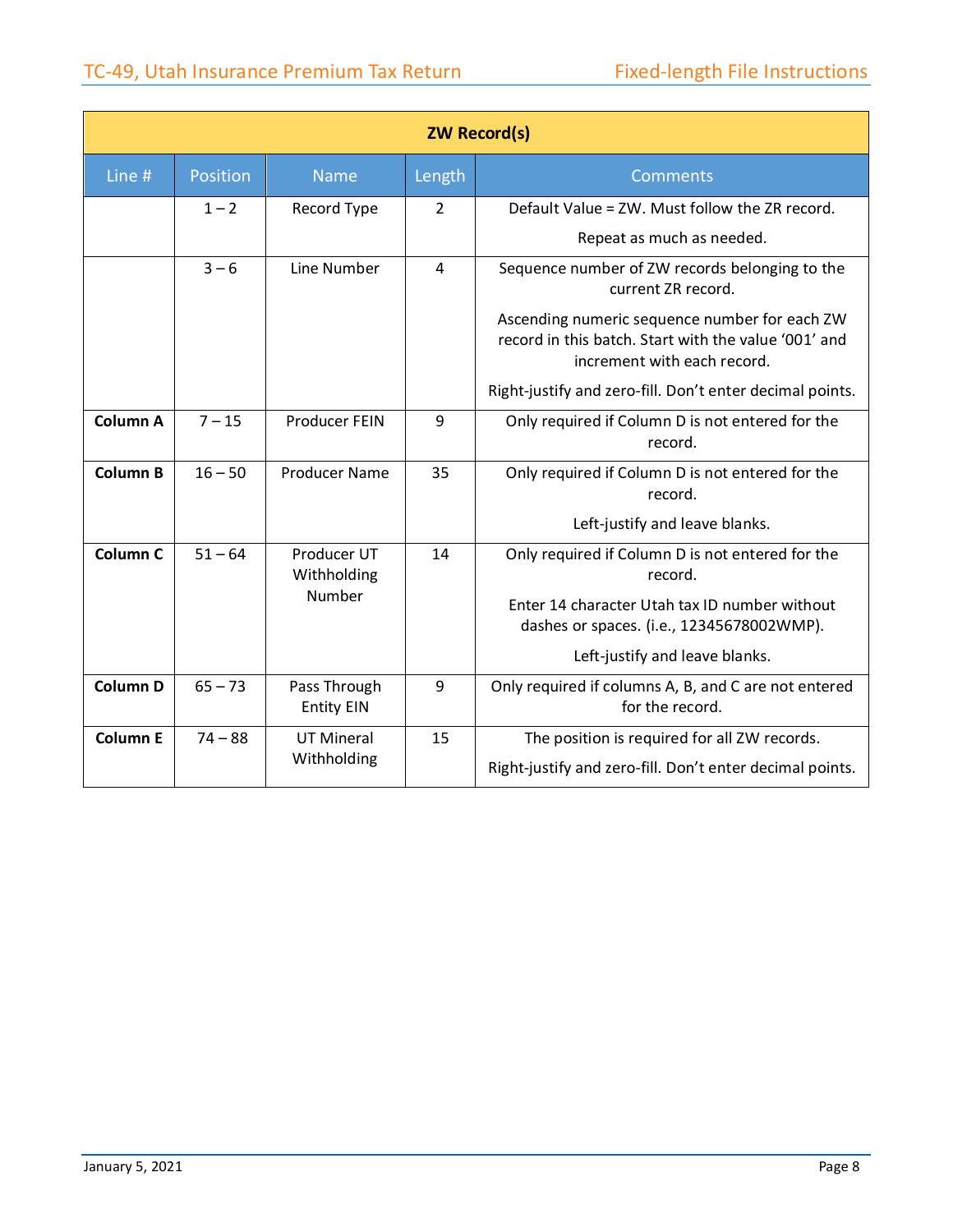| ZW Record(s) | | | | |
|---|---|---|---|---|
| Line # | Position | Name | Length | Comments |
| | 1 – 2 | Record Type | 2 | Default Value = ZW. Must follow the ZR record.<br><br>Repeat as much as needed. |
| | 3 – 6 | Line Number | 4 | Sequence number of ZW records belonging to the current ZR record.<br><br>Ascending numeric sequence number for each ZW record in this batch. Start with the value '001' and increment with each record.<br><br>Right-justify and zero-fill. Don't enter decimal points. |
| **Column A** | 7 – 15 | Producer FEIN | 9 | Only required if Column D is not entered for the record. |
| **Column B** | 16 – 50 | Producer Name | 35 | Only required if Column D is not entered for the record.<br><br>Left-justify and leave blanks. |
| **Column C** | 51 – 64 | Producer UT Withholding Number | 14 | Only required if Column D is not entered for the record.<br><br>Enter 14 character Utah tax ID number without dashes or spaces. (i.e., 12345678002WMP).<br><br>Left-justify and leave blanks. |
| **Column D** | 65 – 73 | Pass Through Entity EIN | 9 | Only required if columns A, B, and C are not entered for the record. |
| **Column E** | 74 – 88 | UT Mineral Withholding | 15 | The position is required for all ZW records.<br><br>Right-justify and zero-fill. Don't enter decimal points. |